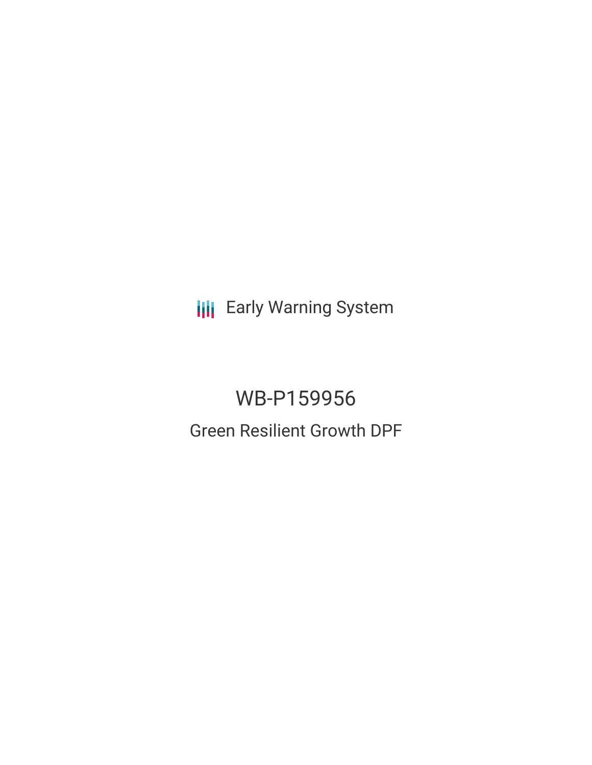Early Warning System

# WB-P159956

## Green Resilient Growth DPF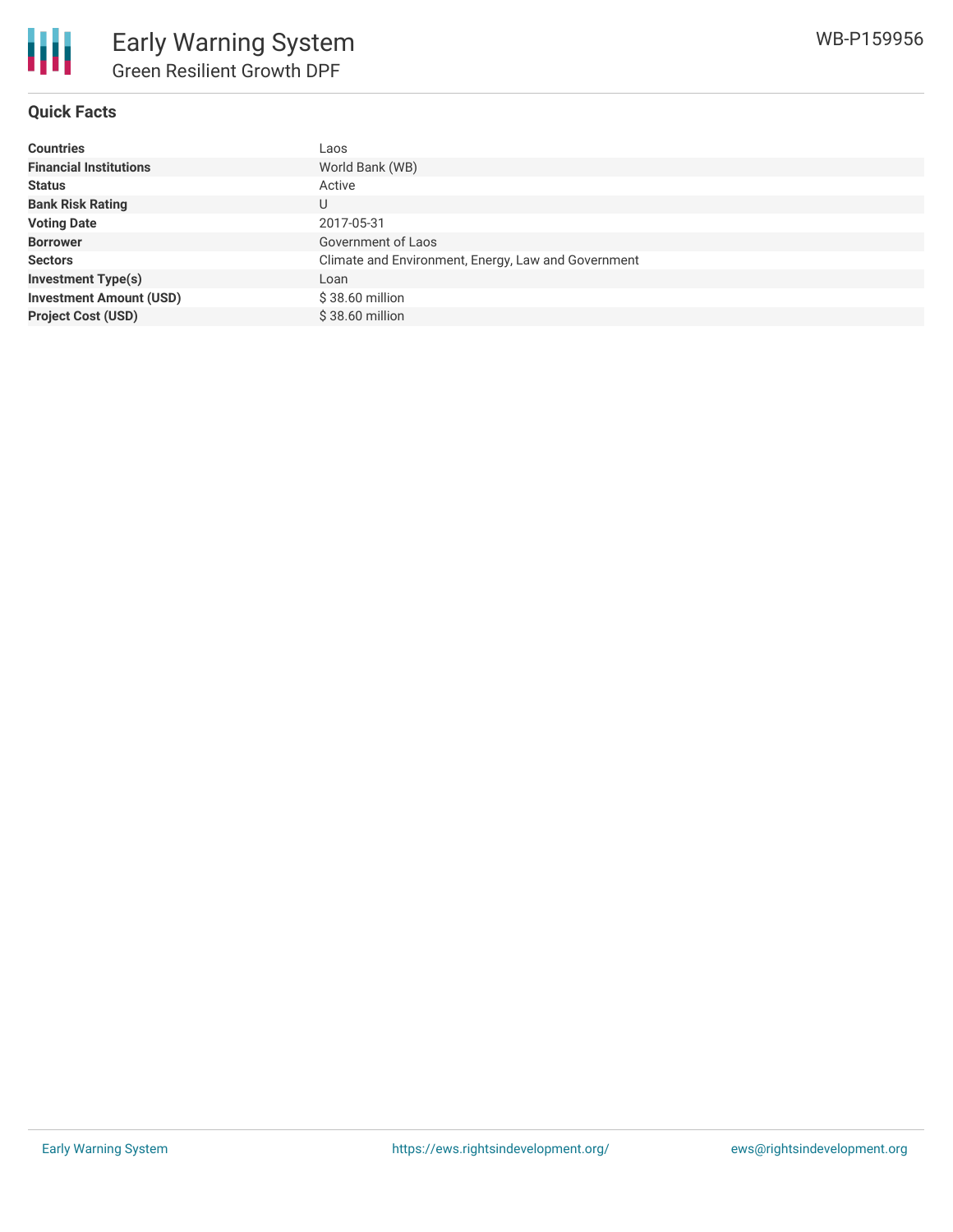# Early Warning System

## Green Resilient Growth DPF

WB-P159956

### Quick Facts

| | |
|---|---|
| **Countries** | Laos |
| **Financial Institutions** | World Bank (WB) |
| **Status** | Active |
| **Bank Risk Rating** | U |
| **Voting Date** | 2017-05-31 |
| **Borrower** | Government of Laos |
| **Sectors** | Climate and Environment, Energy, Law and Government |
| **Investment Type(s)** | Loan |
| **Investment Amount (USD)** | $ 38.60 million |
| **Project Cost (USD)** | $ 38.60 million |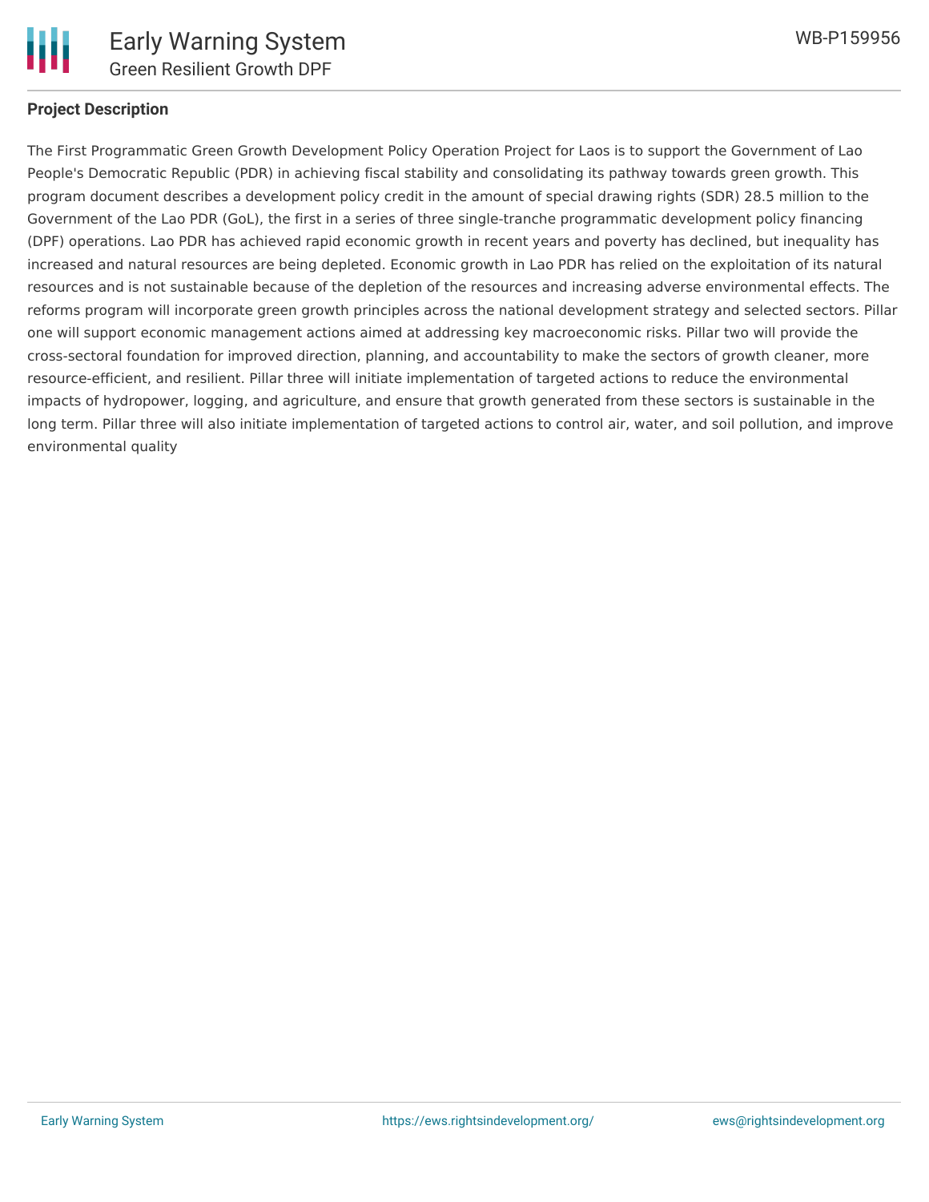## Project Description

The First Programmatic Green Growth Development Policy Operation Project for Laos is to support the Government of Lao People's Democratic Republic (PDR) in achieving fiscal stability and consolidating its pathway towards green growth. This program document describes a development policy credit in the amount of special drawing rights (SDR) 28.5 million to the Government of the Lao PDR (GoL), the first in a series of three single-tranche programmatic development policy financing (DPF) operations. Lao PDR has achieved rapid economic growth in recent years and poverty has declined, but inequality has increased and natural resources are being depleted. Economic growth in Lao PDR has relied on the exploitation of its natural resources and is not sustainable because of the depletion of the resources and increasing adverse environmental effects. The reforms program will incorporate green growth principles across the national development strategy and selected sectors. Pillar one will support economic management actions aimed at addressing key macroeconomic risks. Pillar two will provide the cross-sectoral foundation for improved direction, planning, and accountability to make the sectors of growth cleaner, more resource-efficient, and resilient. Pillar three will initiate implementation of targeted actions to reduce the environmental impacts of hydropower, logging, and agriculture, and ensure that growth generated from these sectors is sustainable in the long term. Pillar three will also initiate implementation of targeted actions to control air, water, and soil pollution, and improve environmental quality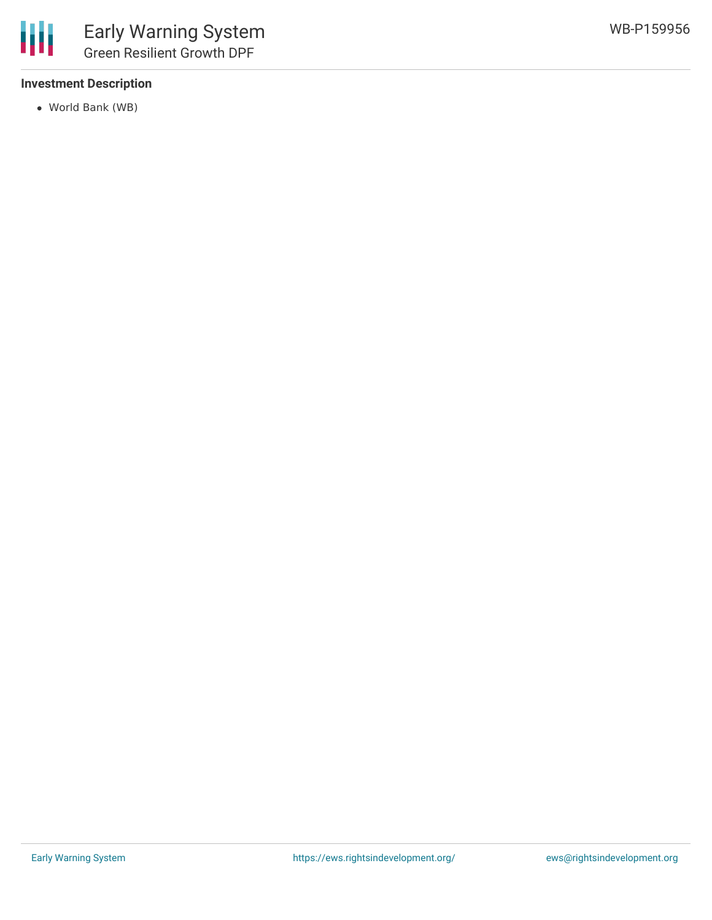### Investment Description

- World Bank (WB)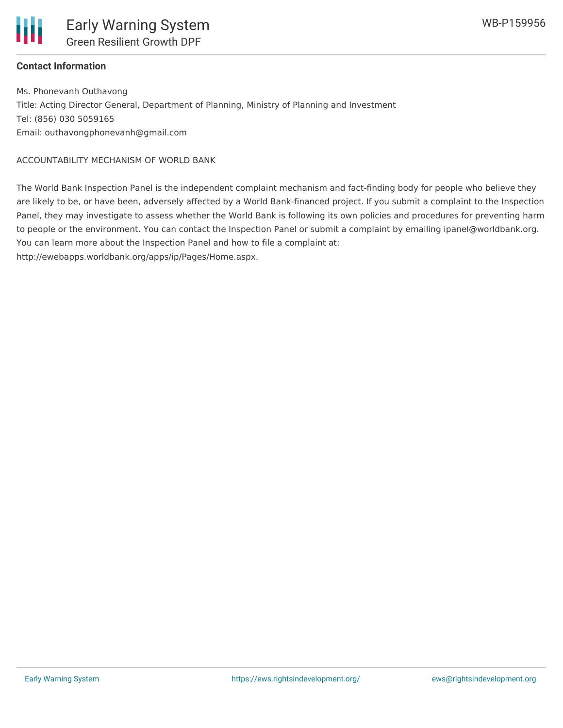**Contact Information**

Ms. Phonevanh Outhavong
Title: Acting Director General, Department of Planning, Ministry of Planning and Investment
Tel: (856) 030 5059165
Email: outhavongphonevanh@gmail.com

ACCOUNTABILITY MECHANISM OF WORLD BANK

The World Bank Inspection Panel is the independent complaint mechanism and fact-finding body for people who believe they are likely to be, or have been, adversely affected by a World Bank-financed project. If you submit a complaint to the Inspection Panel, they may investigate to assess whether the World Bank is following its own policies and procedures for preventing harm to people or the environment. You can contact the Inspection Panel or submit a complaint by emailing ipanel@worldbank.org. You can learn more about the Inspection Panel and how to file a complaint at: http://ewebapps.worldbank.org/apps/ip/Pages/Home.aspx.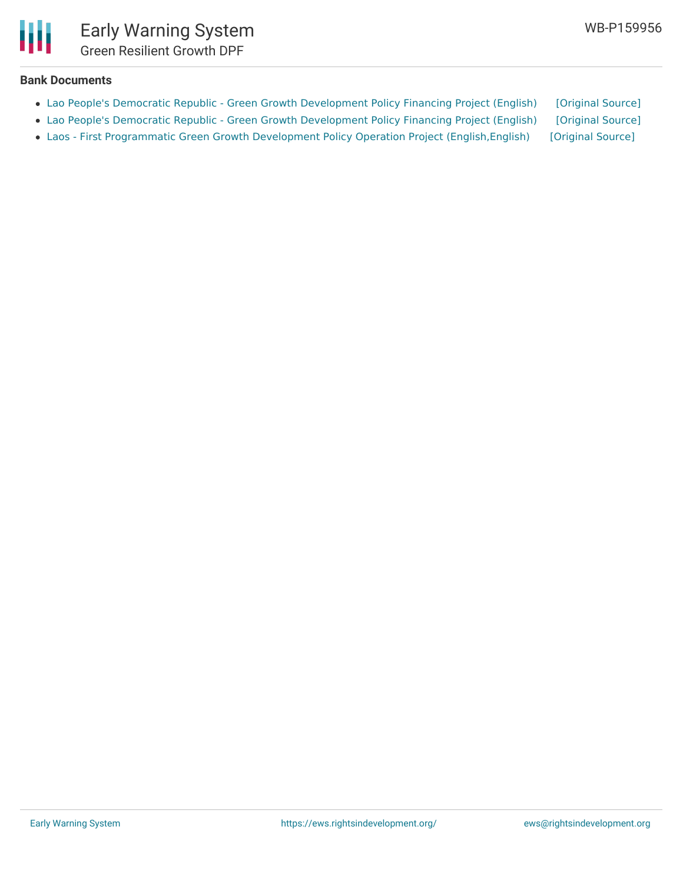### Bank Documents

- Lao People's Democratic Republic - Green Growth Development Policy Financing Project (English) [Original Source]
- Lao People's Democratic Republic - Green Growth Development Policy Financing Project (English) [Original Source]
- Laos - First Programmatic Green Growth Development Policy Operation Project (English,English) [Original Source]